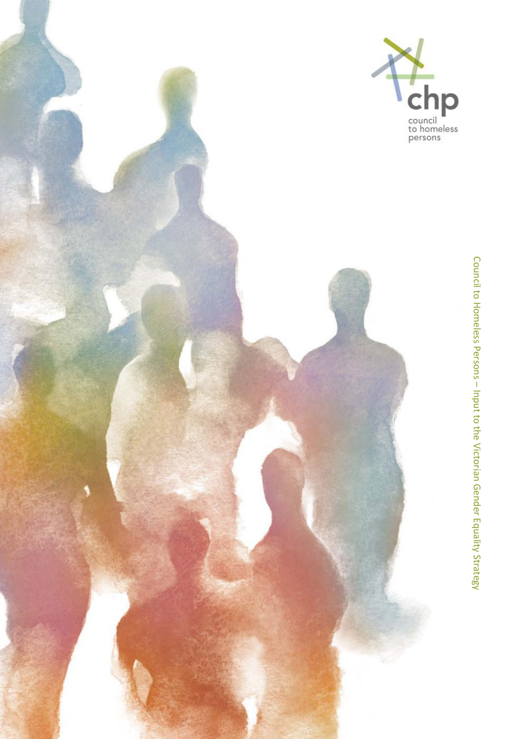chp

council to homeless persons

Council to Homeless Persons – Input to the Victorian Gender Equality Strategy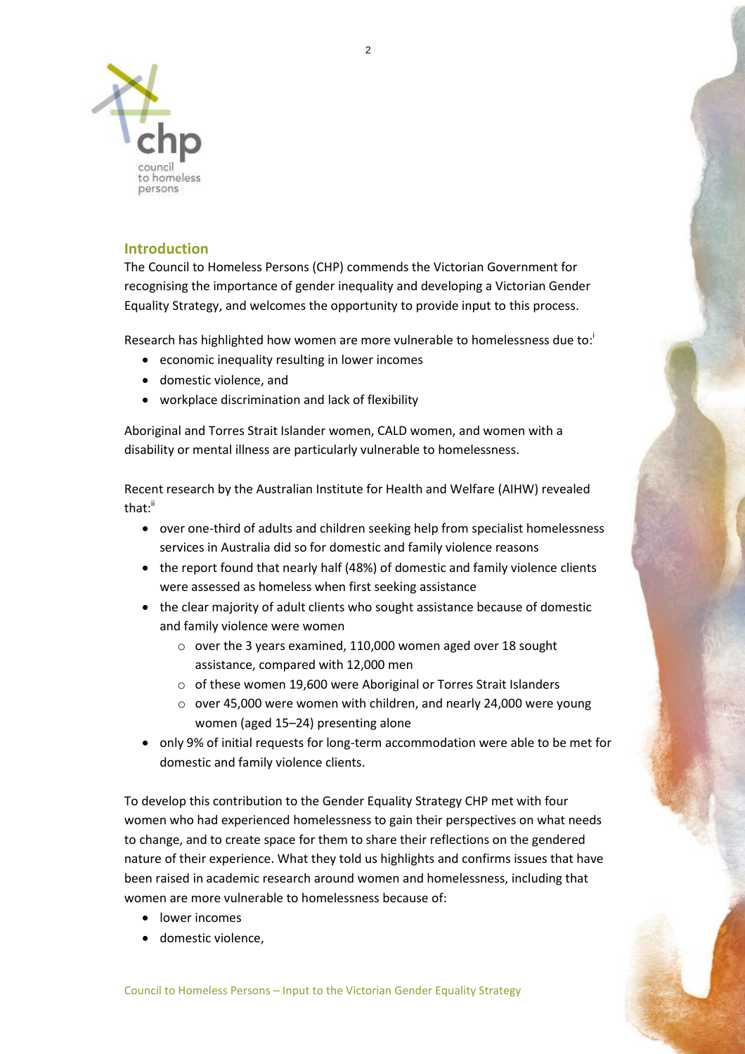## Introduction

The Council to Homeless Persons (CHP) commends the Victorian Government for recognising the importance of gender inequality and developing a Victorian Gender Equality Strategy, and welcomes the opportunity to provide input to this process.

Research has highlighted how women are more vulnerable to homelessness due to:[i]

- economic inequality resulting in lower incomes
- domestic violence, and
- workplace discrimination and lack of flexibility

Aboriginal and Torres Strait Islander women, CALD women, and women with a disability or mental illness are particularly vulnerable to homelessness.

Recent research by the Australian Institute for Health and Welfare (AIHW) revealed that:[ii]

- over one-third of adults and children seeking help from specialist homelessness services in Australia did so for domestic and family violence reasons
- the report found that nearly half (48%) of domestic and family violence clients were assessed as homeless when first seeking assistance
- the clear majority of adult clients who sought assistance because of domestic and family violence were women
  - over the 3 years examined, 110,000 women aged over 18 sought assistance, compared with 12,000 men
  - of these women 19,600 were Aboriginal or Torres Strait Islanders
  - over 45,000 were women with children, and nearly 24,000 were young women (aged 15–24) presenting alone
- only 9% of initial requests for long-term accommodation were able to be met for domestic and family violence clients.

To develop this contribution to the Gender Equality Strategy CHP met with four women who had experienced homelessness to gain their perspectives on what needs to change, and to create space for them to share their reflections on the gendered nature of their experience. What they told us highlights and confirms issues that have been raised in academic research around women and homelessness, including that women are more vulnerable to homelessness because of:

- lower incomes
- domestic violence,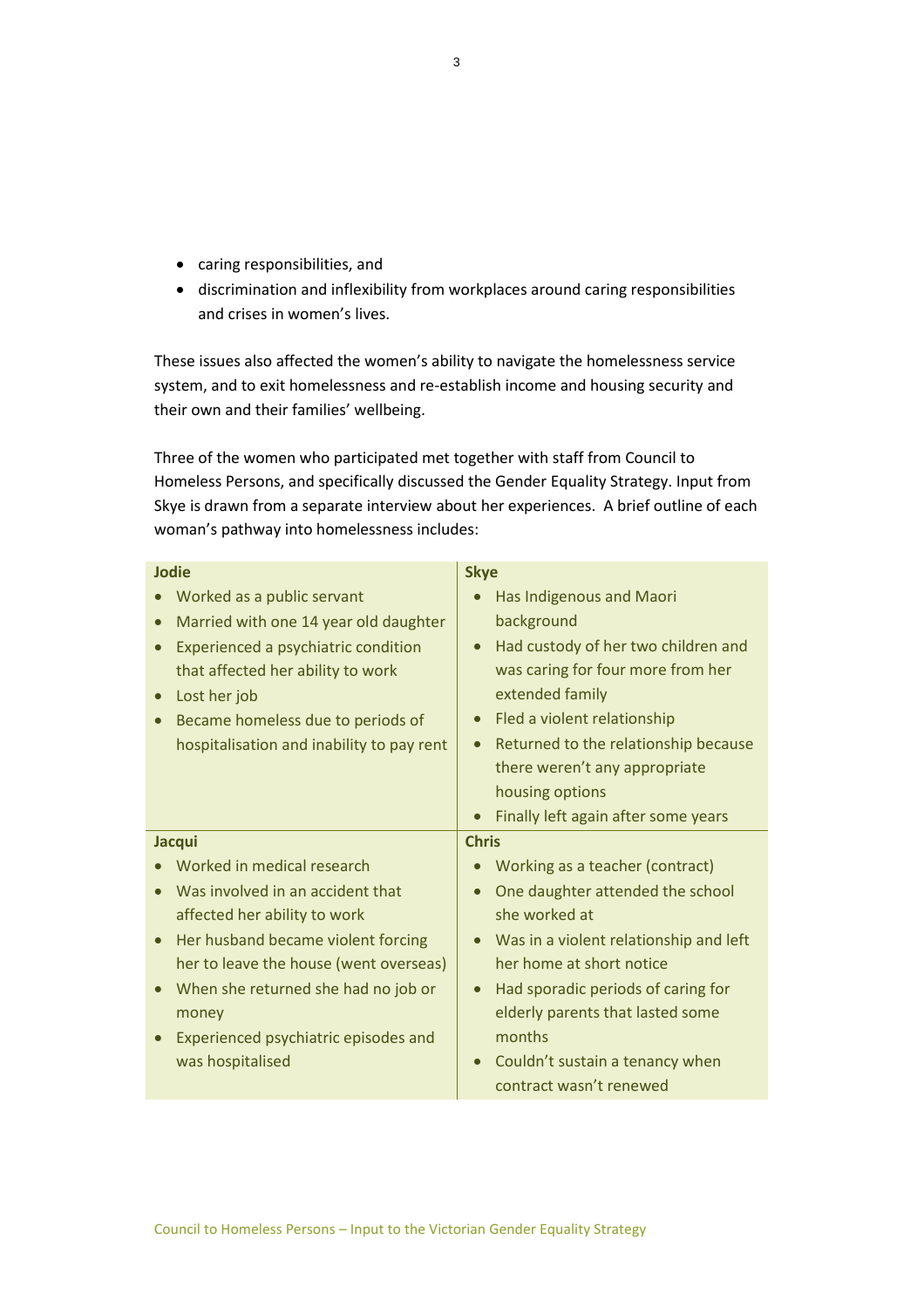- caring responsibilities, and
- discrimination and inflexibility from workplaces around caring responsibilities and crises in women's lives.

These issues also affected the women's ability to navigate the homelessness service system, and to exit homelessness and re-establish income and housing security and their own and their families' wellbeing.

Three of the women who participated met together with staff from Council to Homeless Persons, and specifically discussed the Gender Equality Strategy. Input from Skye is drawn from a separate interview about her experiences. A brief outline of each woman's pathway into homelessness includes:

| | |
|---|---|
| **Jodie**<br>• Worked as a public servant<br>• Married with one 14 year old daughter<br>• Experienced a psychiatric condition that affected her ability to work<br>• Lost her job<br>• Became homeless due to periods of hospitalisation and inability to pay rent | **Skye**<br>• Has Indigenous and Maori background<br>• Had custody of her two children and was caring for four more from her extended family<br>• Fled a violent relationship<br>• Returned to the relationship because there weren't any appropriate housing options<br>• Finally left again after some years |
| **Jacqui**<br>• Worked in medical research<br>• Was involved in an accident that affected her ability to work<br>• Her husband became violent forcing her to leave the house (went overseas)<br>• When she returned she had no job or money<br>• Experienced psychiatric episodes and was hospitalised | **Chris**<br>• Working as a teacher (contract)<br>• One daughter attended the school she worked at<br>• Was in a violent relationship and left her home at short notice<br>• Had sporadic periods of caring for elderly parents that lasted some months<br>• Couldn't sustain a tenancy when contract wasn't renewed |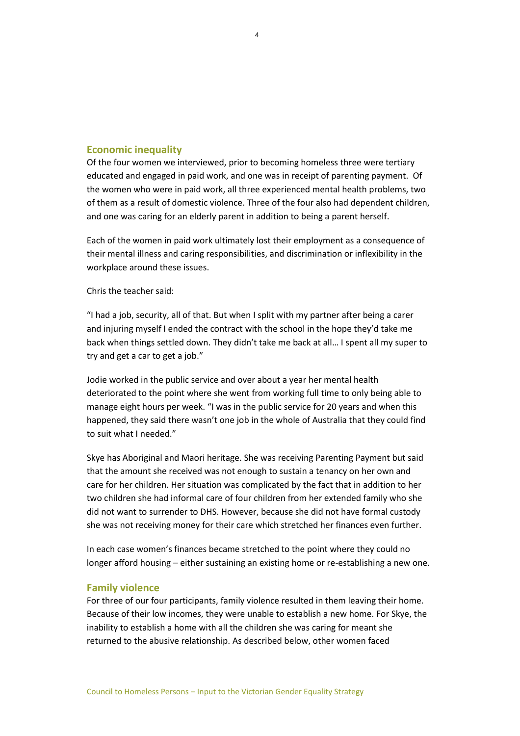## Economic inequality

Of the four women we interviewed, prior to becoming homeless three were tertiary educated and engaged in paid work, and one was in receipt of parenting payment. Of the women who were in paid work, all three experienced mental health problems, two of them as a result of domestic violence. Three of the four also had dependent children, and one was caring for an elderly parent in addition to being a parent herself.

Each of the women in paid work ultimately lost their employment as a consequence of their mental illness and caring responsibilities, and discrimination or inflexibility in the workplace around these issues.

Chris the teacher said:

"I had a job, security, all of that. But when I split with my partner after being a carer and injuring myself I ended the contract with the school in the hope they'd take me back when things settled down. They didn't take me back at all… I spent all my super to try and get a car to get a job."

Jodie worked in the public service and over about a year her mental health deteriorated to the point where she went from working full time to only being able to manage eight hours per week. "I was in the public service for 20 years and when this happened, they said there wasn't one job in the whole of Australia that they could find to suit what I needed."

Skye has Aboriginal and Maori heritage. She was receiving Parenting Payment but said that the amount she received was not enough to sustain a tenancy on her own and care for her children. Her situation was complicated by the fact that in addition to her two children she had informal care of four children from her extended family who she did not want to surrender to DHS. However, because she did not have formal custody she was not receiving money for their care which stretched her finances even further.

In each case women's finances became stretched to the point where they could no longer afford housing – either sustaining an existing home or re-establishing a new one.

## Family violence

For three of our four participants, family violence resulted in them leaving their home. Because of their low incomes, they were unable to establish a new home. For Skye, the inability to establish a home with all the children she was caring for meant she returned to the abusive relationship. As described below, other women faced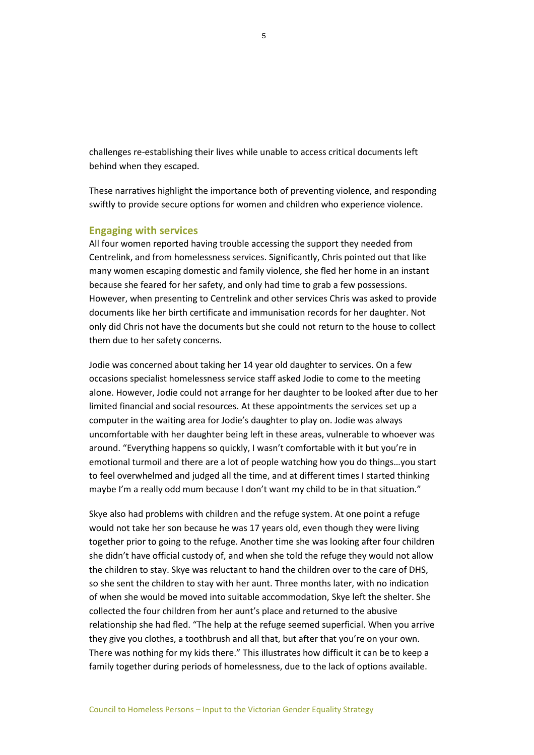challenges re-establishing their lives while unable to access critical documents left behind when they escaped.

These narratives highlight the importance both of preventing violence, and responding swiftly to provide secure options for women and children who experience violence.

## Engaging with services

All four women reported having trouble accessing the support they needed from Centrelink, and from homelessness services. Significantly, Chris pointed out that like many women escaping domestic and family violence, she fled her home in an instant because she feared for her safety, and only had time to grab a few possessions. However, when presenting to Centrelink and other services Chris was asked to provide documents like her birth certificate and immunisation records for her daughter. Not only did Chris not have the documents but she could not return to the house to collect them due to her safety concerns.

Jodie was concerned about taking her 14 year old daughter to services. On a few occasions specialist homelessness service staff asked Jodie to come to the meeting alone. However, Jodie could not arrange for her daughter to be looked after due to her limited financial and social resources. At these appointments the services set up a computer in the waiting area for Jodie's daughter to play on. Jodie was always uncomfortable with her daughter being left in these areas, vulnerable to whoever was around. "Everything happens so quickly, I wasn't comfortable with it but you're in emotional turmoil and there are a lot of people watching how you do things…you start to feel overwhelmed and judged all the time, and at different times I started thinking maybe I'm a really odd mum because I don't want my child to be in that situation."

Skye also had problems with children and the refuge system. At one point a refuge would not take her son because he was 17 years old, even though they were living together prior to going to the refuge. Another time she was looking after four children she didn't have official custody of, and when she told the refuge they would not allow the children to stay. Skye was reluctant to hand the children over to the care of DHS, so she sent the children to stay with her aunt. Three months later, with no indication of when she would be moved into suitable accommodation, Skye left the shelter. She collected the four children from her aunt's place and returned to the abusive relationship she had fled. "The help at the refuge seemed superficial. When you arrive they give you clothes, a toothbrush and all that, but after that you're on your own. There was nothing for my kids there." This illustrates how difficult it can be to keep a family together during periods of homelessness, due to the lack of options available.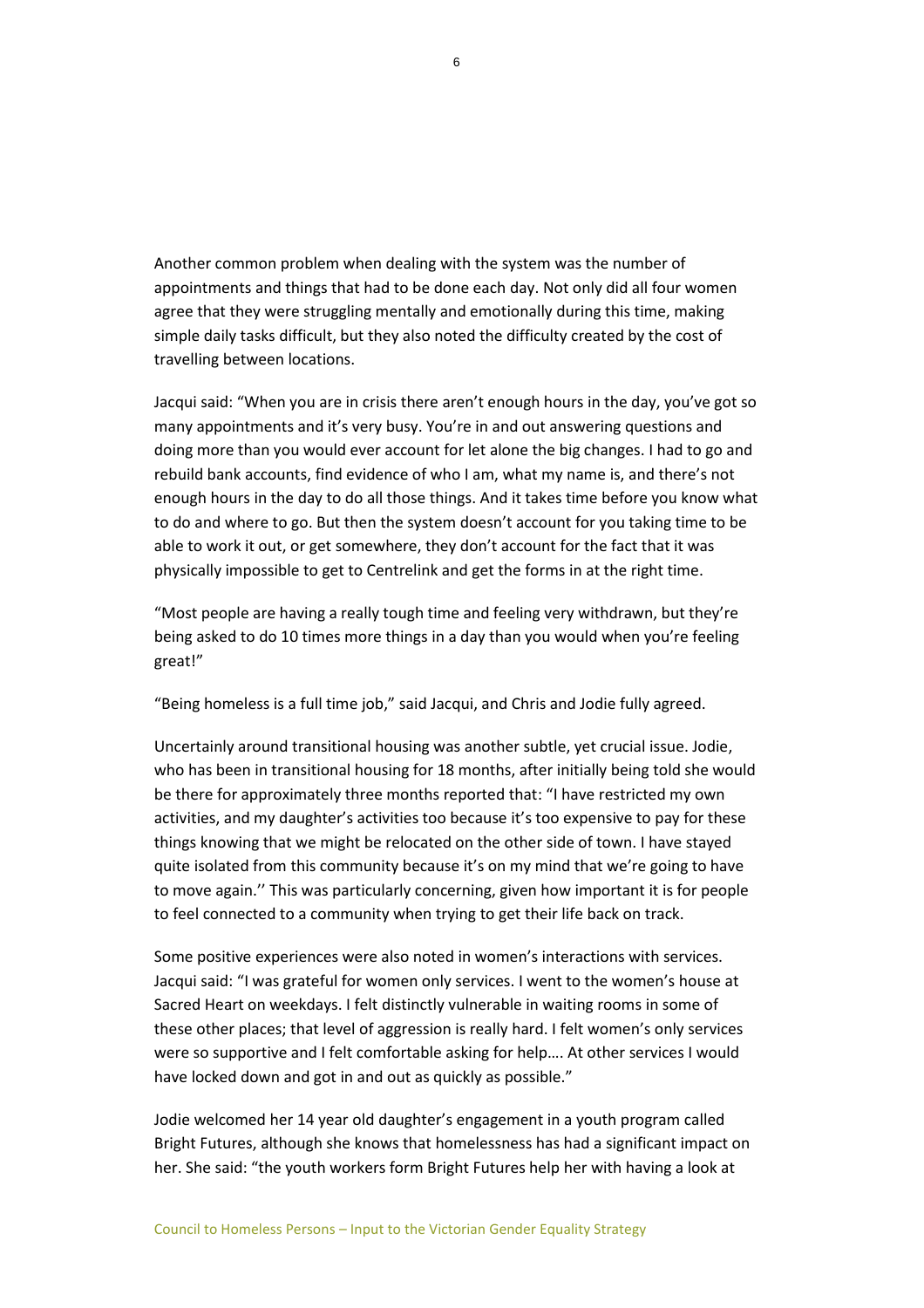Another common problem when dealing with the system was the number of appointments and things that had to be done each day. Not only did all four women agree that they were struggling mentally and emotionally during this time, making simple daily tasks difficult, but they also noted the difficulty created by the cost of travelling between locations.

Jacqui said: "When you are in crisis there aren't enough hours in the day, you've got so many appointments and it's very busy. You're in and out answering questions and doing more than you would ever account for let alone the big changes. I had to go and rebuild bank accounts, find evidence of who I am, what my name is, and there's not enough hours in the day to do all those things. And it takes time before you know what to do and where to go. But then the system doesn't account for you taking time to be able to work it out, or get somewhere, they don't account for the fact that it was physically impossible to get to Centrelink and get the forms in at the right time.

"Most people are having a really tough time and feeling very withdrawn, but they're being asked to do 10 times more things in a day than you would when you're feeling great!"

"Being homeless is a full time job," said Jacqui, and Chris and Jodie fully agreed.

Uncertainly around transitional housing was another subtle, yet crucial issue. Jodie, who has been in transitional housing for 18 months, after initially being told she would be there for approximately three months reported that: "I have restricted my own activities, and my daughter's activities too because it's too expensive to pay for these things knowing that we might be relocated on the other side of town. I have stayed quite isolated from this community because it's on my mind that we're going to have to move again.'' This was particularly concerning, given how important it is for people to feel connected to a community when trying to get their life back on track.

Some positive experiences were also noted in women's interactions with services. Jacqui said: "I was grateful for women only services. I went to the women's house at Sacred Heart on weekdays. I felt distinctly vulnerable in waiting rooms in some of these other places; that level of aggression is really hard. I felt women's only services were so supportive and I felt comfortable asking for help…. At other services I would have locked down and got in and out as quickly as possible."

Jodie welcomed her 14 year old daughter's engagement in a youth program called Bright Futures, although she knows that homelessness has had a significant impact on her. She said: "the youth workers form Bright Futures help her with having a look at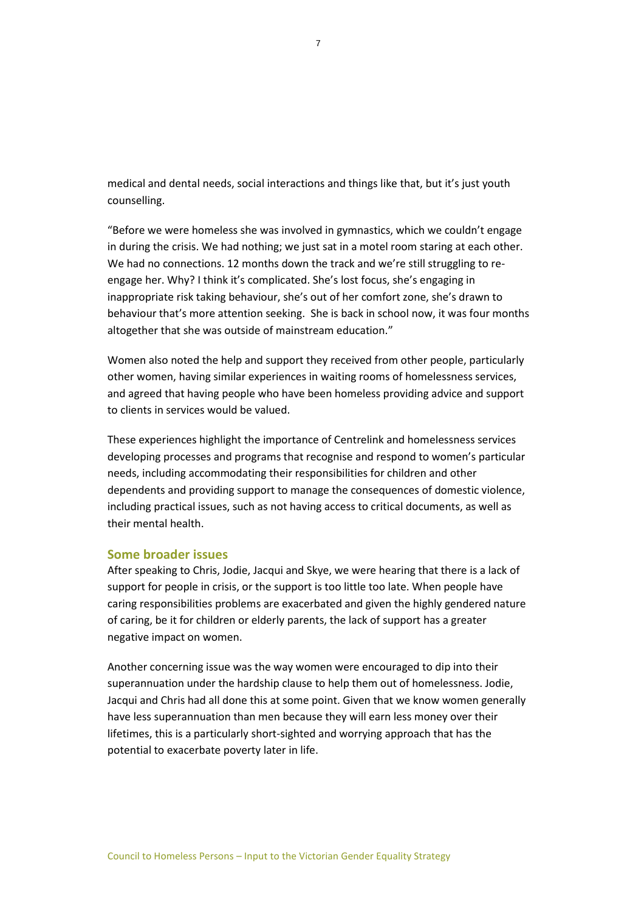medical and dental needs, social interactions and things like that, but it's just youth counselling.

"Before we were homeless she was involved in gymnastics, which we couldn't engage in during the crisis. We had nothing; we just sat in a motel room staring at each other. We had no connections. 12 months down the track and we're still struggling to re-engage her. Why? I think it's complicated. She's lost focus, she's engaging in inappropriate risk taking behaviour, she's out of her comfort zone, she's drawn to behaviour that's more attention seeking.  She is back in school now, it was four months altogether that she was outside of mainstream education."

Women also noted the help and support they received from other people, particularly other women, having similar experiences in waiting rooms of homelessness services, and agreed that having people who have been homeless providing advice and support to clients in services would be valued.

These experiences highlight the importance of Centrelink and homelessness services developing processes and programs that recognise and respond to women's particular needs, including accommodating their responsibilities for children and other dependents and providing support to manage the consequences of domestic violence, including practical issues, such as not having access to critical documents, as well as their mental health.

## Some broader issues

After speaking to Chris, Jodie, Jacqui and Skye, we were hearing that there is a lack of support for people in crisis, or the support is too little too late. When people have caring responsibilities problems are exacerbated and given the highly gendered nature of caring, be it for children or elderly parents, the lack of support has a greater negative impact on women.

Another concerning issue was the way women were encouraged to dip into their superannuation under the hardship clause to help them out of homelessness. Jodie, Jacqui and Chris had all done this at some point. Given that we know women generally have less superannuation than men because they will earn less money over their lifetimes, this is a particularly short-sighted and worrying approach that has the potential to exacerbate poverty later in life.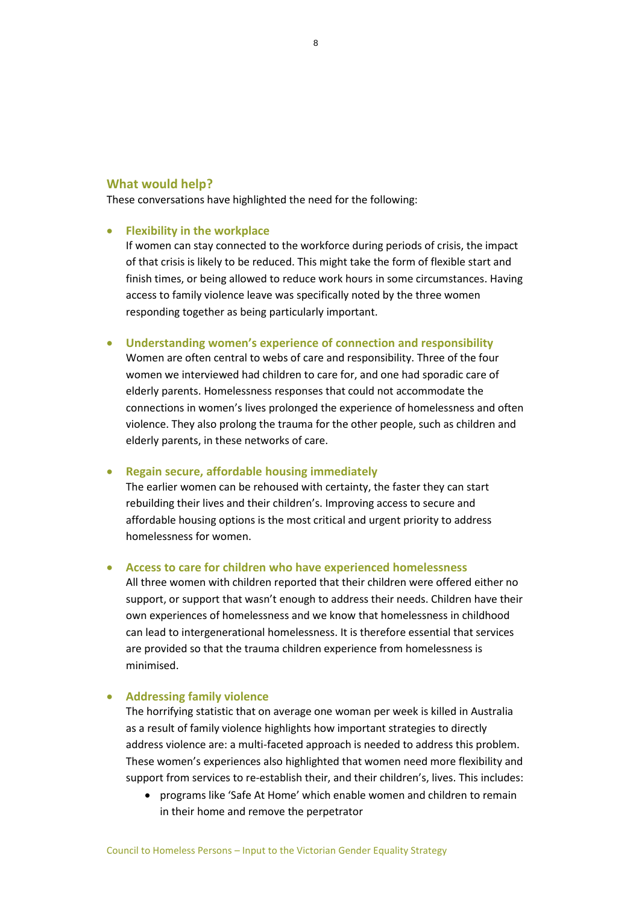## What would help?

These conversations have highlighted the need for the following:

- **Flexibility in the workplace**
  If women can stay connected to the workforce during periods of crisis, the impact of that crisis is likely to be reduced. This might take the form of flexible start and finish times, or being allowed to reduce work hours in some circumstances. Having access to family violence leave was specifically noted by the three women responding together as being particularly important.

- **Understanding women's experience of connection and responsibility**
  Women are often central to webs of care and responsibility. Three of the four women we interviewed had children to care for, and one had sporadic care of elderly parents. Homelessness responses that could not accommodate the connections in women's lives prolonged the experience of homelessness and often violence. They also prolong the trauma for the other people, such as children and elderly parents, in these networks of care.

- **Regain secure, affordable housing immediately**
  The earlier women can be rehoused with certainty, the faster they can start rebuilding their lives and their children's. Improving access to secure and affordable housing options is the most critical and urgent priority to address homelessness for women.

- **Access to care for children who have experienced homelessness**
  All three women with children reported that their children were offered either no support, or support that wasn't enough to address their needs. Children have their own experiences of homelessness and we know that homelessness in childhood can lead to intergenerational homelessness. It is therefore essential that services are provided so that the trauma children experience from homelessness is minimised.

- **Addressing family violence**
  The horrifying statistic that on average one woman per week is killed in Australia as a result of family violence highlights how important strategies to directly address violence are: a multi-faceted approach is needed to address this problem. These women's experiences also highlighted that women need more flexibility and support from services to re-establish their, and their children's, lives. This includes:
  - programs like 'Safe At Home' which enable women and children to remain in their home and remove the perpetrator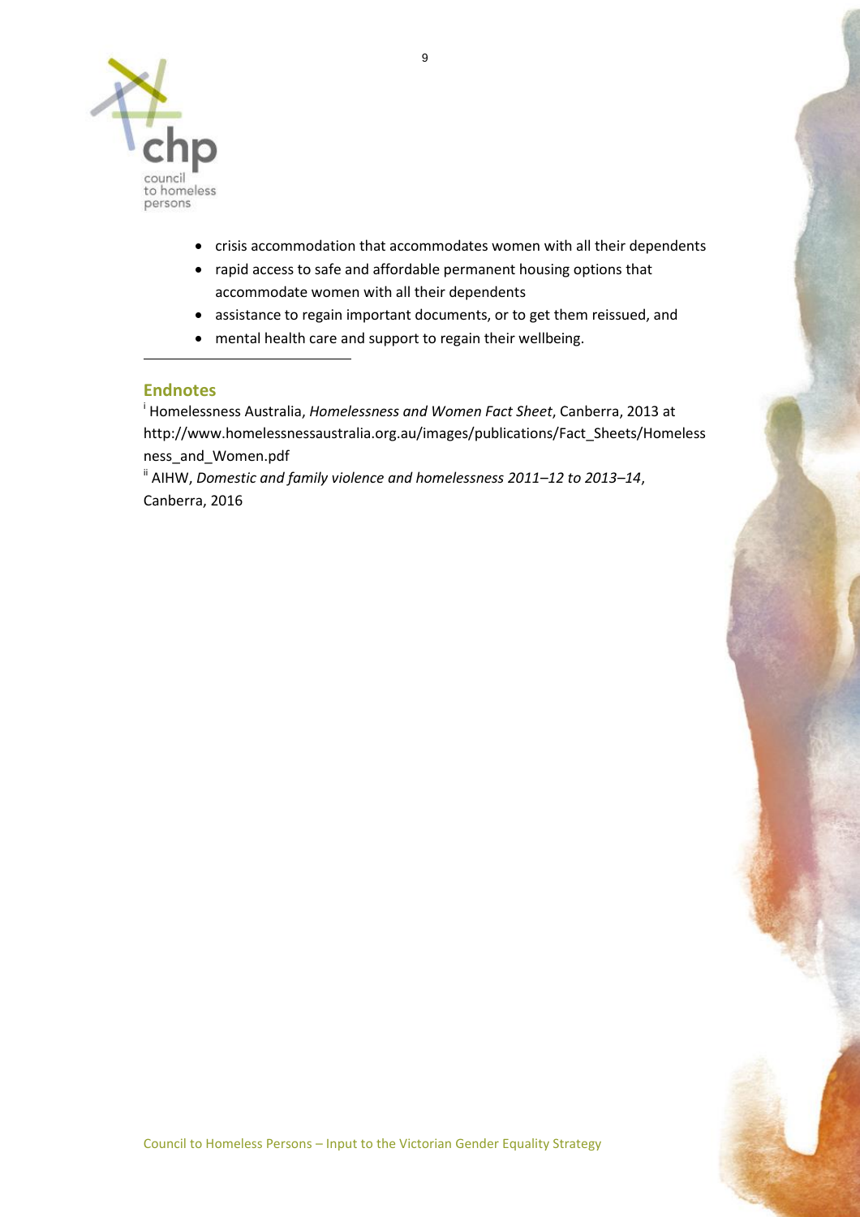- crisis accommodation that accommodates women with all their dependents
- rapid access to safe and affordable permanent housing options that accommodate women with all their dependents
- assistance to regain important documents, or to get them reissued, and
- mental health care and support to regain their wellbeing.

## Endnotes

[i] Homelessness Australia, *Homelessness and Women Fact Sheet*, Canberra, 2013 at http://www.homelessnessaustralia.org.au/images/publications/Fact_Sheets/Homelessness_and_Women.pdf

[ii] AIHW, *Domestic and family violence and homelessness 2011–12 to 2013–14*, Canberra, 2016